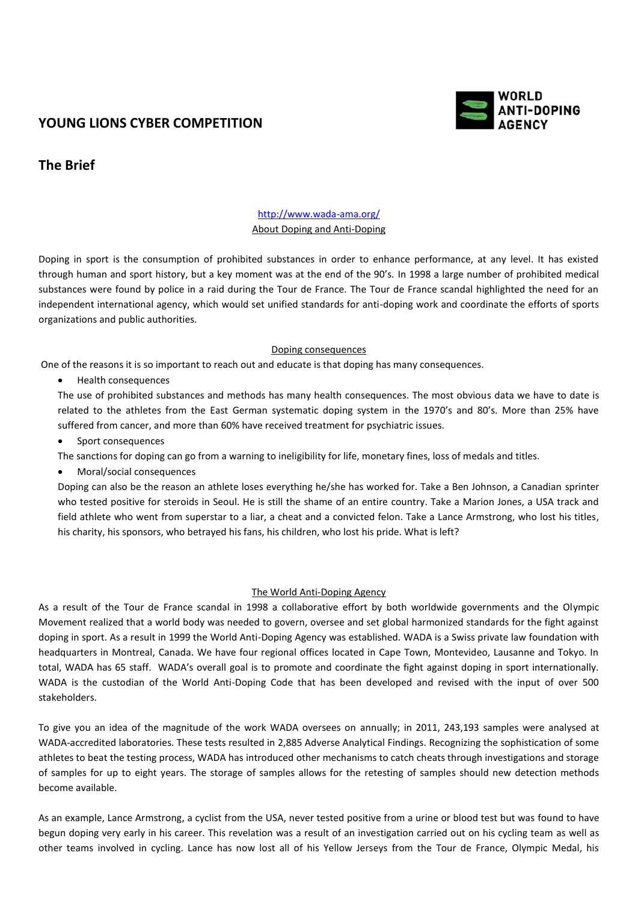# YOUNG LIONS CYBER COMPETITION

WORLD ANTI-DOPING AGENCY

## The Brief

http://www.wada-ama.org/

About Doping and Anti-Doping

Doping in sport is the consumption of prohibited substances in order to enhance performance, at any level. It has existed through human and sport history, but a key moment was at the end of the 90's. In 1998 a large number of prohibited medical substances were found by police in a raid during the Tour de France. The Tour de France scandal highlighted the need for an independent international agency, which would set unified standards for anti-doping work and coordinate the efforts of sports organizations and public authorities.

Doping consequences

One of the reasons it is so important to reach out and educate is that doping has many consequences.

- Health consequences

  The use of prohibited substances and methods has many health consequences. The most obvious data we have to date is related to the athletes from the East German systematic doping system in the 1970's and 80's. More than 25% have suffered from cancer, and more than 60% have received treatment for psychiatric issues.

- Sport consequences

  The sanctions for doping can go from a warning to ineligibility for life, monetary fines, loss of medals and titles.

- Moral/social consequences

  Doping can also be the reason an athlete loses everything he/she has worked for. Take a Ben Johnson, a Canadian sprinter who tested positive for steroids in Seoul. He is still the shame of an entire country. Take a Marion Jones, a USA track and field athlete who went from superstar to a liar, a cheat and a convicted felon. Take a Lance Armstrong, who lost his titles, his charity, his sponsors, who betrayed his fans, his children, who lost his pride. What is left?

The World Anti-Doping Agency

As a result of the Tour de France scandal in 1998 a collaborative effort by both worldwide governments and the Olympic Movement realized that a world body was needed to govern, oversee and set global harmonized standards for the fight against doping in sport. As a result in 1999 the World Anti-Doping Agency was established. WADA is a Swiss private law foundation with headquarters in Montreal, Canada. We have four regional offices located in Cape Town, Montevideo, Lausanne and Tokyo. In total, WADA has 65 staff. WADA's overall goal is to promote and coordinate the fight against doping in sport internationally. WADA is the custodian of the World Anti-Doping Code that has been developed and revised with the input of over 500 stakeholders.

To give you an idea of the magnitude of the work WADA oversees on annually; in 2011, 243,193 samples were analysed at WADA-accredited laboratories. These tests resulted in 2,885 Adverse Analytical Findings. Recognizing the sophistication of some athletes to beat the testing process, WADA has introduced other mechanisms to catch cheats through investigations and storage of samples for up to eight years. The storage of samples allows for the retesting of samples should new detection methods become available.

As an example, Lance Armstrong, a cyclist from the USA, never tested positive from a urine or blood test but was found to have begun doping very early in his career. This revelation was a result of an investigation carried out on his cycling team as well as other teams involved in cycling. Lance has now lost all of his Yellow Jerseys from the Tour de France, Olympic Medal, his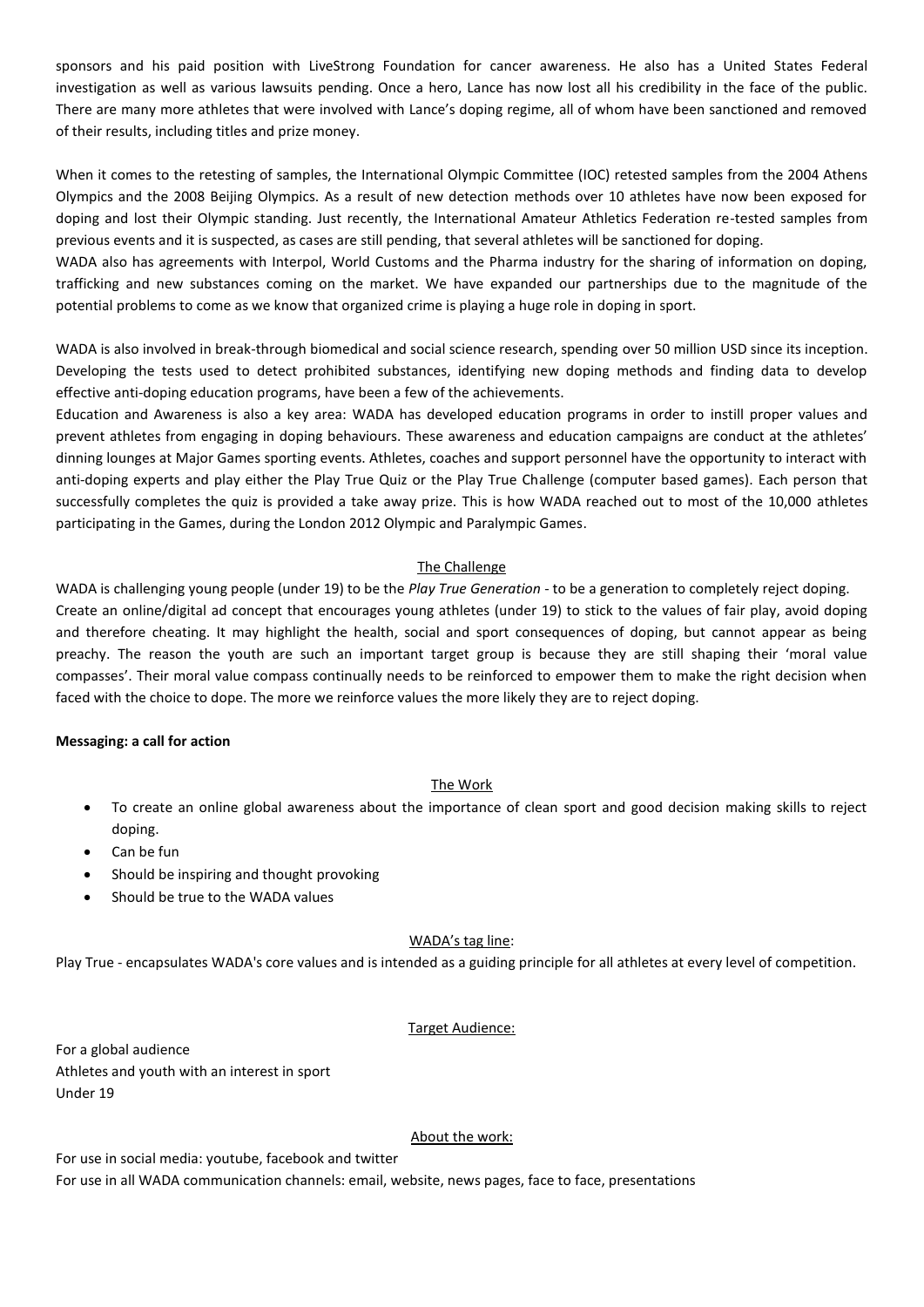sponsors and his paid position with LiveStrong Foundation for cancer awareness. He also has a United States Federal investigation as well as various lawsuits pending. Once a hero, Lance has now lost all his credibility in the face of the public. There are many more athletes that were involved with Lance's doping regime, all of whom have been sanctioned and removed of their results, including titles and prize money.

When it comes to the retesting of samples, the International Olympic Committee (IOC) retested samples from the 2004 Athens Olympics and the 2008 Beijing Olympics. As a result of new detection methods over 10 athletes have now been exposed for doping and lost their Olympic standing. Just recently, the International Amateur Athletics Federation re-tested samples from previous events and it is suspected, as cases are still pending, that several athletes will be sanctioned for doping.

WADA also has agreements with Interpol, World Customs and the Pharma industry for the sharing of information on doping, trafficking and new substances coming on the market. We have expanded our partnerships due to the magnitude of the potential problems to come as we know that organized crime is playing a huge role in doping in sport.

WADA is also involved in break-through biomedical and social science research, spending over 50 million USD since its inception. Developing the tests used to detect prohibited substances, identifying new doping methods and finding data to develop effective anti-doping education programs, have been a few of the achievements.

Education and Awareness is also a key area: WADA has developed education programs in order to instill proper values and prevent athletes from engaging in doping behaviours. These awareness and education campaigns are conduct at the athletes' dinning lounges at Major Games sporting events. Athletes, coaches and support personnel have the opportunity to interact with anti-doping experts and play either the Play True Quiz or the Play True Challenge (computer based games). Each person that successfully completes the quiz is provided a take away prize. This is how WADA reached out to most of the 10,000 athletes participating in the Games, during the London 2012 Olympic and Paralympic Games.

## The Challenge

WADA is challenging young people (under 19) to be the *Play True Generation* - to be a generation to completely reject doping.

Create an online/digital ad concept that encourages young athletes (under 19) to stick to the values of fair play, avoid doping and therefore cheating. It may highlight the health, social and sport consequences of doping, but cannot appear as being preachy. The reason the youth are such an important target group is because they are still shaping their 'moral value compasses'. Their moral value compass continually needs to be reinforced to empower them to make the right decision when faced with the choice to dope. The more we reinforce values the more likely they are to reject doping.

**Messaging: a call for action**

## The Work

- To create an online global awareness about the importance of clean sport and good decision making skills to reject doping.
- Can be fun
- Should be inspiring and thought provoking
- Should be true to the WADA values

## WADA's tag line:

Play True - encapsulates WADA's core values and is intended as a guiding principle for all athletes at every level of competition.

## Target Audience:

For a global audience
Athletes and youth with an interest in sport
Under 19

## About the work:

For use in social media: youtube, facebook and twitter
For use in all WADA communication channels: email, website, news pages, face to face, presentations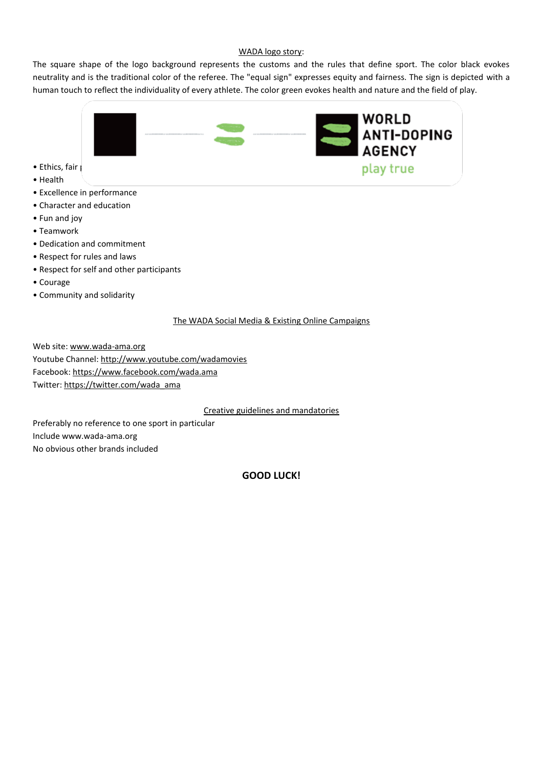WADA logo story:

The square shape of the logo background represents the customs and the rules that define sport. The color black evokes neutrality and is the traditional color of the referee. The "equal sign" expresses equity and fairness. The sign is depicted with a human touch to reflect the individuality of every athlete. The color green evokes health and nature and the field of play.

WORLD ANTI-DOPING AGENCY

play true

- Ethics, fair p
- Health
- Excellence in performance
- Character and education
- Fun and joy
- Teamwork
- Dedication and commitment
- Respect for rules and laws
- Respect for self and other participants
- Courage
- Community and solidarity

The WADA Social Media & Existing Online Campaigns

Web site: www.wada-ama.org
Youtube Channel: http://www.youtube.com/wadamovies
Facebook: https://www.facebook.com/wada.ama
Twitter: https://twitter.com/wada_ama

Creative guidelines and mandatories

Preferably no reference to one sport in particular
Include www.wada-ama.org
No obvious other brands included

**GOOD LUCK!**